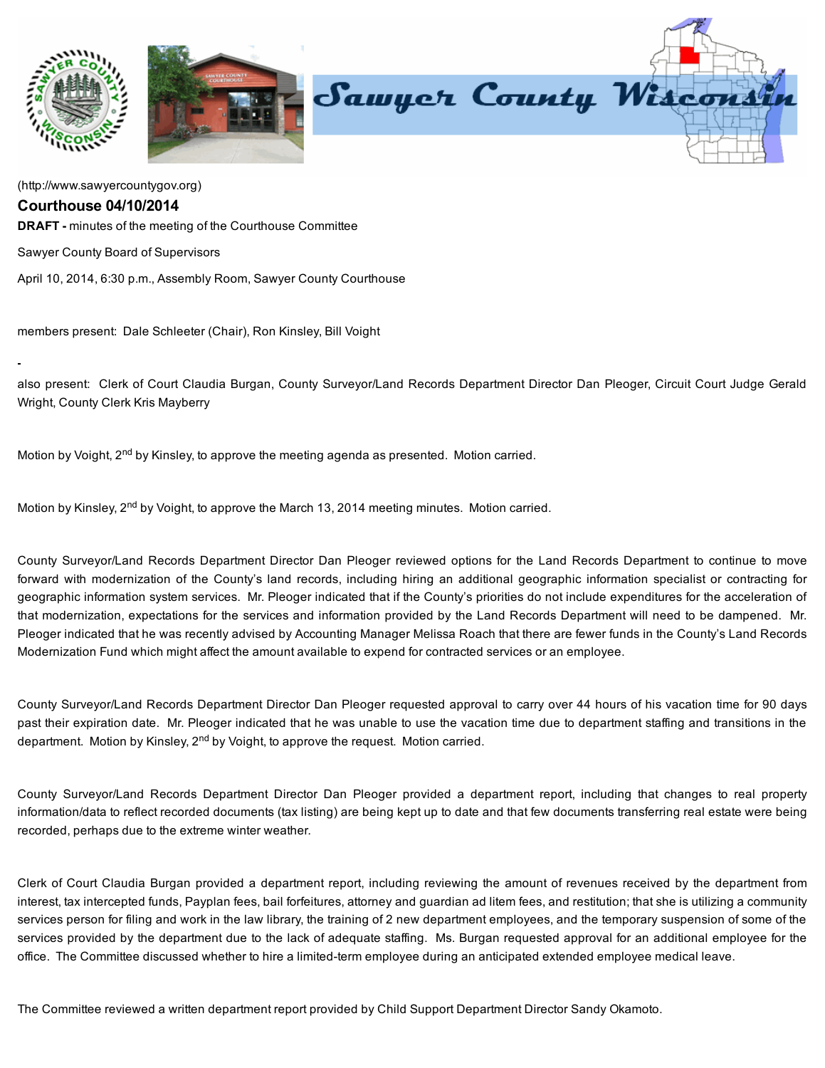(http://www.sawyercountygov.org)

## Courthouse 04/10/2014

**DRAFT -** minutes of the meeting of the Courthouse Committee

Sawyer County Board of Supervisors

April 10, 2014, 6:30 p.m., Assembly Room, Sawyer County Courthouse

members present: Dale Schleeter (Chair), Ron Kinsley, Bill Voight

-

also present: Clerk of Court Claudia Burgan, County Surveyor/Land Records Department Director Dan Pleoger, Circuit Court Judge Gerald Wright, County Clerk Kris Mayberry

Motion by Voight, 2nd by Kinsley, to approve the meeting agenda as presented. Motion carried.

Motion by Kinsley, 2nd by Voight, to approve the March 13, 2014 meeting minutes. Motion carried.

County Surveyor/Land Records Department Director Dan Pleoger reviewed options for the Land Records Department to continue to move forward with modernization of the County's land records, including hiring an additional geographic information specialist or contracting for geographic information system services. Mr. Pleoger indicated that if the County's priorities do not include expenditures for the acceleration of that modernization, expectations for the services and information provided by the Land Records Department will need to be dampened. Mr. Pleoger indicated that he was recently advised by Accounting Manager Melissa Roach that there are fewer funds in the County's Land Records Modernization Fund which might affect the amount available to expend for contracted services or an employee.

County Surveyor/Land Records Department Director Dan Pleoger requested approval to carry over 44 hours of his vacation time for 90 days past their expiration date. Mr. Pleoger indicated that he was unable to use the vacation time due to department staffing and transitions in the department. Motion by Kinsley, 2nd by Voight, to approve the request. Motion carried.

County Surveyor/Land Records Department Director Dan Pleoger provided a department report, including that changes to real property information/data to reflect recorded documents (tax listing) are being kept up to date and that few documents transferring real estate were being recorded, perhaps due to the extreme winter weather.

Clerk of Court Claudia Burgan provided a department report, including reviewing the amount of revenues received by the department from interest, tax intercepted funds, Payplan fees, bail forfeitures, attorney and guardian ad litem fees, and restitution; that she is utilizing a community services person for filing and work in the law library, the training of 2 new department employees, and the temporary suspension of some of the services provided by the department due to the lack of adequate staffing. Ms. Burgan requested approval for an additional employee for the office. The Committee discussed whether to hire a limited-term employee during an anticipated extended employee medical leave.

The Committee reviewed a written department report provided by Child Support Department Director Sandy Okamoto.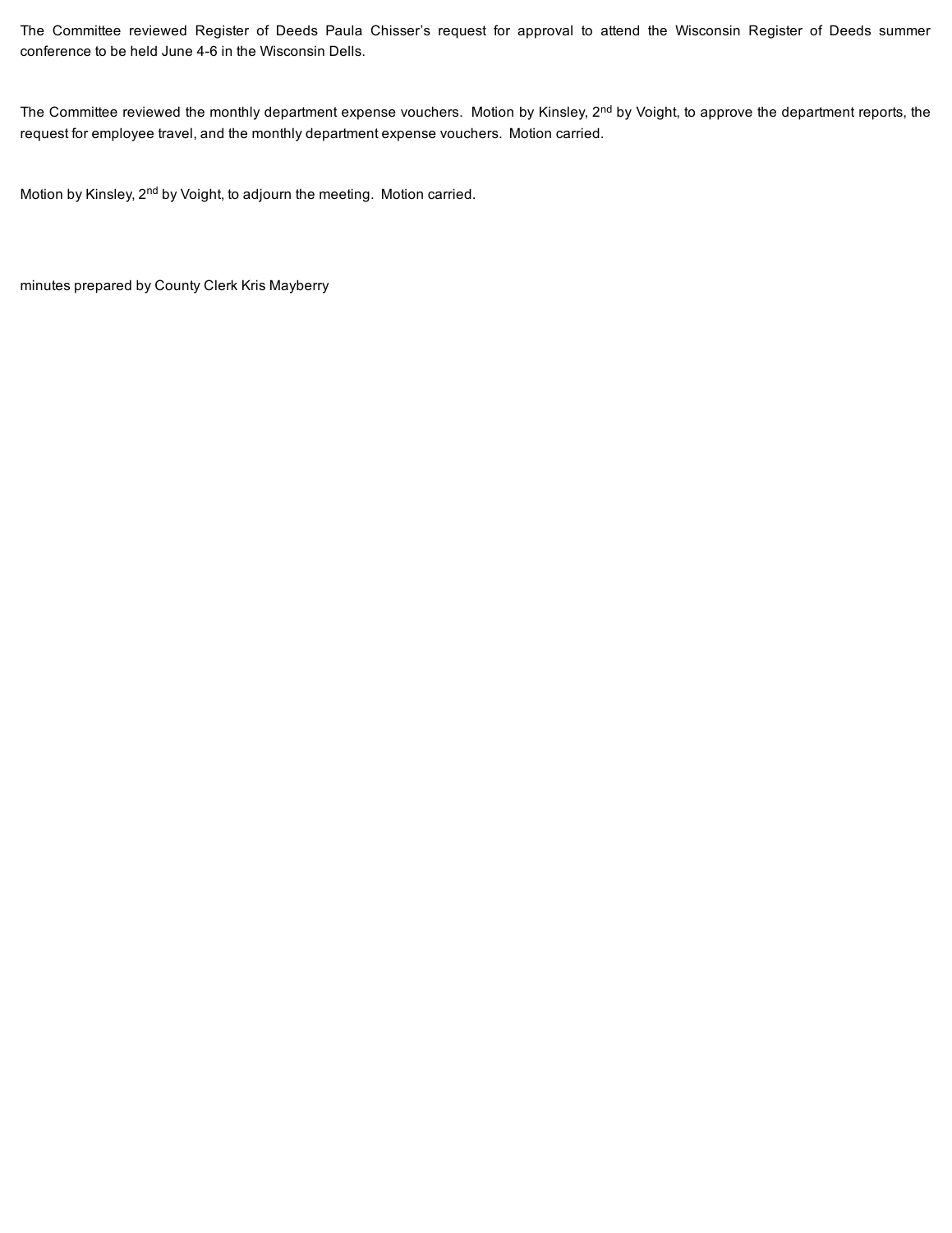The Committee reviewed Register of Deeds Paula Chisser's request for approval to attend the Wisconsin Register of Deeds summer conference to be held June 4-6 in the Wisconsin Dells.

The Committee reviewed the monthly department expense vouchers. Motion by Kinsley, 2nd by Voight, to approve the department reports, the request for employee travel, and the monthly department expense vouchers. Motion carried.

Motion by Kinsley, 2nd by Voight, to adjourn the meeting. Motion carried.

minutes prepared by County Clerk Kris Mayberry